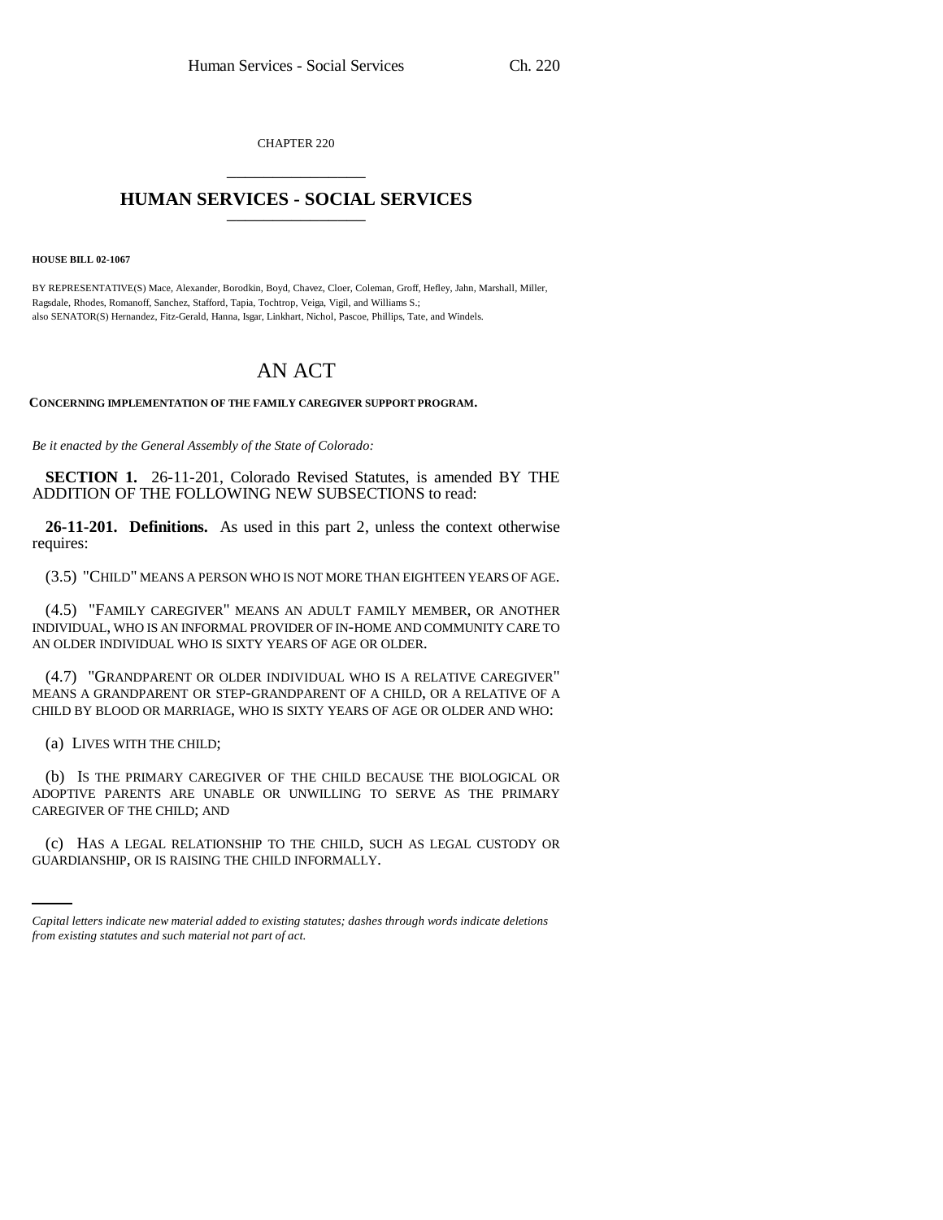CHAPTER 220

# HUMAN SERVICES - SOCIAL SERVICES

**HOUSE BILL 02-1067**

BY REPRESENTATIVE(S) Mace, Alexander, Borodkin, Boyd, Chavez, Cloer, Coleman, Groff, Hefley, Jahn, Marshall, Miller, Ragsdale, Rhodes, Romanoff, Sanchez, Stafford, Tapia, Tochtrop, Veiga, Vigil, and Williams S.;
also SENATOR(S) Hernandez, Fitz-Gerald, Hanna, Isgar, Linkhart, Nichol, Pascoe, Phillips, Tate, and Windels.

# AN ACT

**CONCERNING IMPLEMENTATION OF THE FAMILY CAREGIVER SUPPORT PROGRAM.**

*Be it enacted by the General Assembly of the State of Colorado:*

**SECTION 1.** 26-11-201, Colorado Revised Statutes, is amended BY THE ADDITION OF THE FOLLOWING NEW SUBSECTIONS to read:

**26-11-201. Definitions.** As used in this part 2, unless the context otherwise requires:

(3.5) "CHILD" MEANS A PERSON WHO IS NOT MORE THAN EIGHTEEN YEARS OF AGE.

(4.5) "FAMILY CAREGIVER" MEANS AN ADULT FAMILY MEMBER, OR ANOTHER INDIVIDUAL, WHO IS AN INFORMAL PROVIDER OF IN-HOME AND COMMUNITY CARE TO AN OLDER INDIVIDUAL WHO IS SIXTY YEARS OF AGE OR OLDER.

(4.7) "GRANDPARENT OR OLDER INDIVIDUAL WHO IS A RELATIVE CAREGIVER" MEANS A GRANDPARENT OR STEP-GRANDPARENT OF A CHILD, OR A RELATIVE OF A CHILD BY BLOOD OR MARRIAGE, WHO IS SIXTY YEARS OF AGE OR OLDER AND WHO:

(a) LIVES WITH THE CHILD;

(b) IS THE PRIMARY CAREGIVER OF THE CHILD BECAUSE THE BIOLOGICAL OR ADOPTIVE PARENTS ARE UNABLE OR UNWILLING TO SERVE AS THE PRIMARY CAREGIVER OF THE CHILD; AND

(c) HAS A LEGAL RELATIONSHIP TO THE CHILD, SUCH AS LEGAL CUSTODY OR GUARDIANSHIP, OR IS RAISING THE CHILD INFORMALLY.

*Capital letters indicate new material added to existing statutes; dashes through words indicate deletions from existing statutes and such material not part of act.*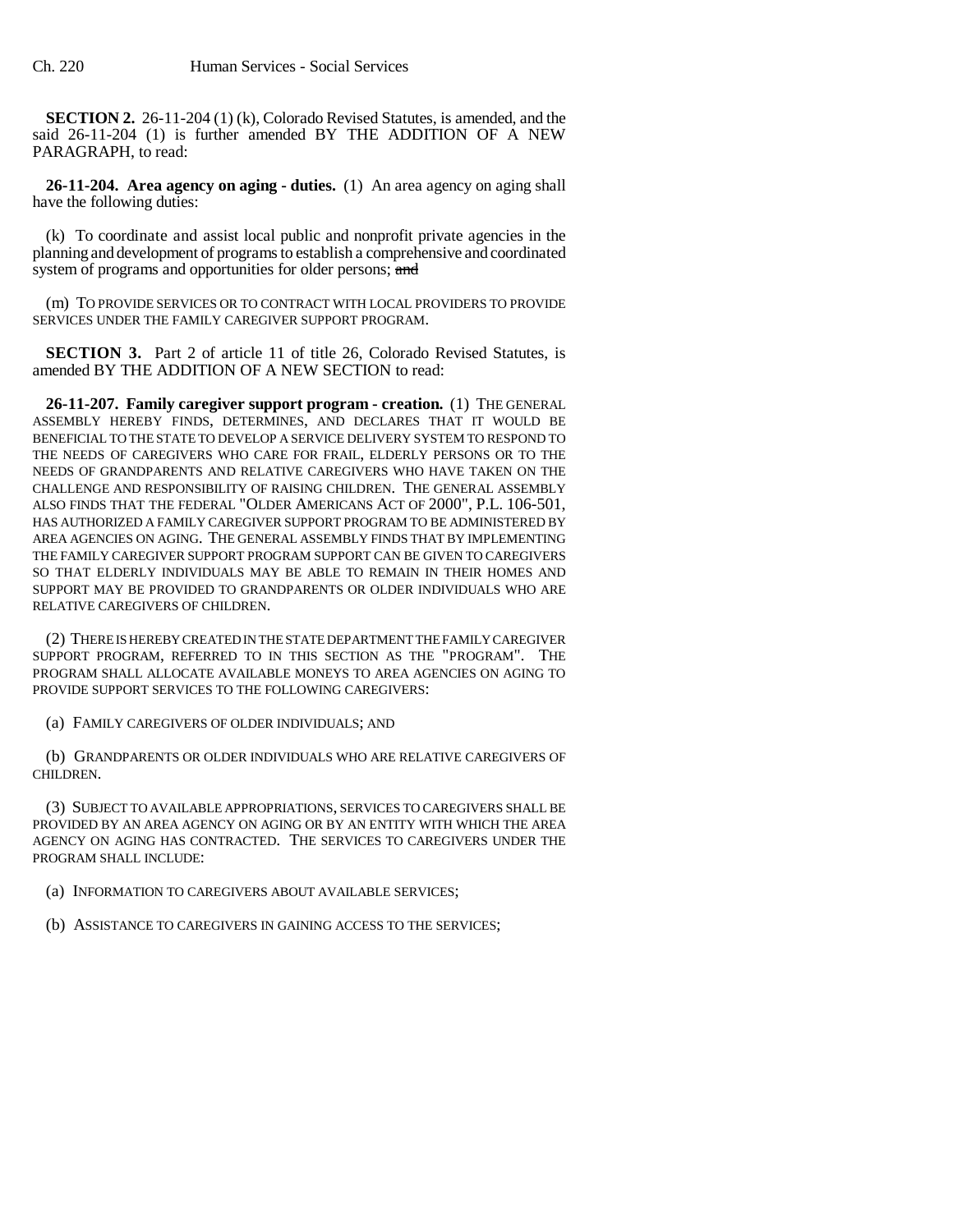**SECTION 2.** 26-11-204 (1) (k), Colorado Revised Statutes, is amended, and the said 26-11-204 (1) is further amended BY THE ADDITION OF A NEW PARAGRAPH, to read:

**26-11-204. Area agency on aging - duties.** (1) An area agency on aging shall have the following duties:

(k) To coordinate and assist local public and nonprofit private agencies in the planning and development of programs to establish a comprehensive and coordinated system of programs and opportunities for older persons; ~~and~~

(m) TO PROVIDE SERVICES OR TO CONTRACT WITH LOCAL PROVIDERS TO PROVIDE SERVICES UNDER THE FAMILY CAREGIVER SUPPORT PROGRAM.

**SECTION 3.** Part 2 of article 11 of title 26, Colorado Revised Statutes, is amended BY THE ADDITION OF A NEW SECTION to read:

**26-11-207. Family caregiver support program - creation.** (1) THE GENERAL ASSEMBLY HEREBY FINDS, DETERMINES, AND DECLARES THAT IT WOULD BE BENEFICIAL TO THE STATE TO DEVELOP A SERVICE DELIVERY SYSTEM TO RESPOND TO THE NEEDS OF CAREGIVERS WHO CARE FOR FRAIL, ELDERLY PERSONS OR TO THE NEEDS OF GRANDPARENTS AND RELATIVE CAREGIVERS WHO HAVE TAKEN ON THE CHALLENGE AND RESPONSIBILITY OF RAISING CHILDREN. THE GENERAL ASSEMBLY ALSO FINDS THAT THE FEDERAL "OLDER AMERICANS ACT OF 2000", P.L. 106-501, HAS AUTHORIZED A FAMILY CAREGIVER SUPPORT PROGRAM TO BE ADMINISTERED BY AREA AGENCIES ON AGING. THE GENERAL ASSEMBLY FINDS THAT BY IMPLEMENTING THE FAMILY CAREGIVER SUPPORT PROGRAM SUPPORT CAN BE GIVEN TO CAREGIVERS SO THAT ELDERLY INDIVIDUALS MAY BE ABLE TO REMAIN IN THEIR HOMES AND SUPPORT MAY BE PROVIDED TO GRANDPARENTS OR OLDER INDIVIDUALS WHO ARE RELATIVE CAREGIVERS OF CHILDREN.

(2) THERE IS HEREBY CREATED IN THE STATE DEPARTMENT THE FAMILY CAREGIVER SUPPORT PROGRAM, REFERRED TO IN THIS SECTION AS THE "PROGRAM". THE PROGRAM SHALL ALLOCATE AVAILABLE MONEYS TO AREA AGENCIES ON AGING TO PROVIDE SUPPORT SERVICES TO THE FOLLOWING CAREGIVERS:

(a) FAMILY CAREGIVERS OF OLDER INDIVIDUALS; AND

(b) GRANDPARENTS OR OLDER INDIVIDUALS WHO ARE RELATIVE CAREGIVERS OF CHILDREN.

(3) SUBJECT TO AVAILABLE APPROPRIATIONS, SERVICES TO CAREGIVERS SHALL BE PROVIDED BY AN AREA AGENCY ON AGING OR BY AN ENTITY WITH WHICH THE AREA AGENCY ON AGING HAS CONTRACTED. THE SERVICES TO CAREGIVERS UNDER THE PROGRAM SHALL INCLUDE:

(a) INFORMATION TO CAREGIVERS ABOUT AVAILABLE SERVICES;

(b) ASSISTANCE TO CAREGIVERS IN GAINING ACCESS TO THE SERVICES;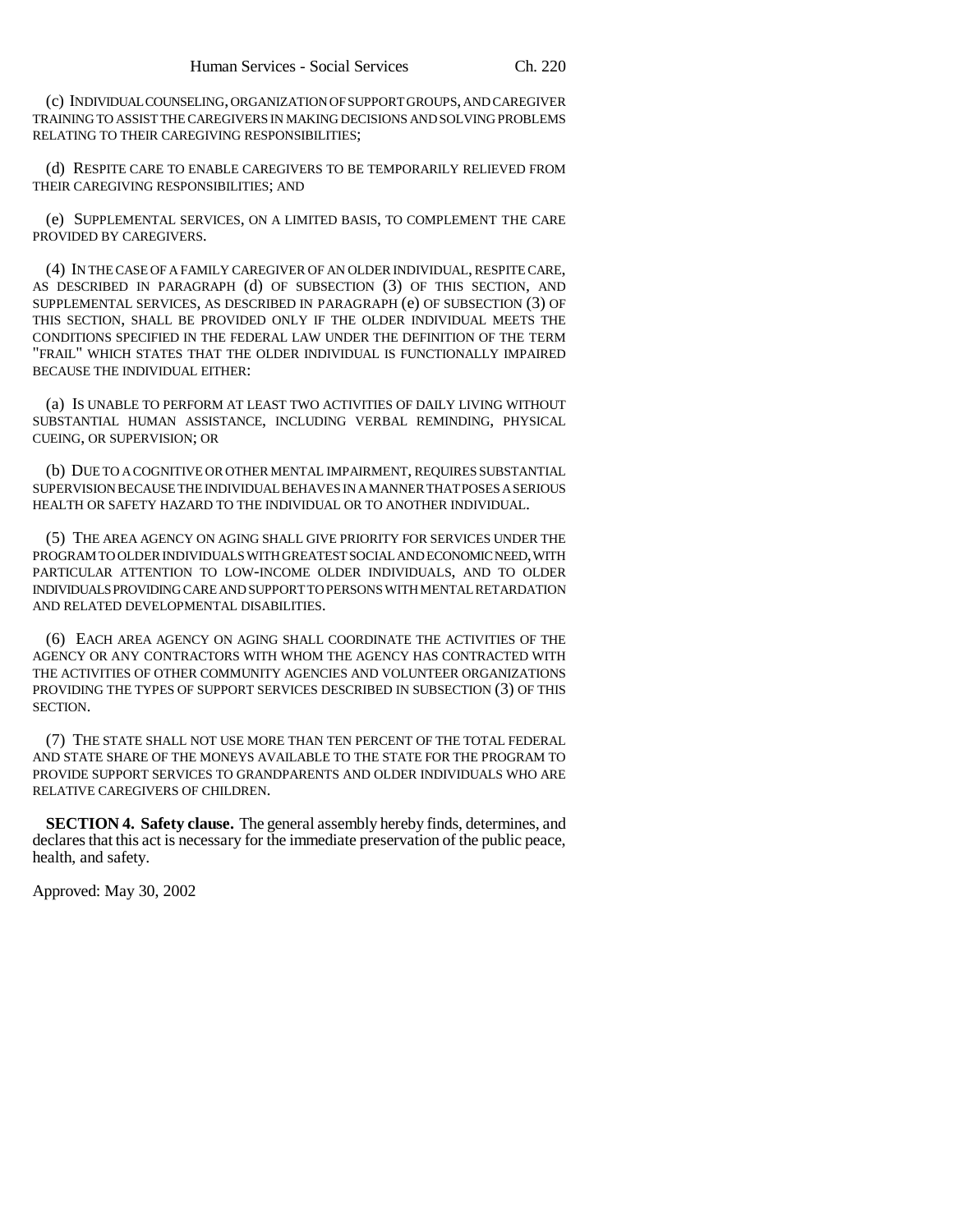(c) INDIVIDUAL COUNSELING, ORGANIZATION OF SUPPORT GROUPS, AND CAREGIVER TRAINING TO ASSIST THE CAREGIVERS IN MAKING DECISIONS AND SOLVING PROBLEMS RELATING TO THEIR CAREGIVING RESPONSIBILITIES;

(d) RESPITE CARE TO ENABLE CAREGIVERS TO BE TEMPORARILY RELIEVED FROM THEIR CAREGIVING RESPONSIBILITIES; AND

(e) SUPPLEMENTAL SERVICES, ON A LIMITED BASIS, TO COMPLEMENT THE CARE PROVIDED BY CAREGIVERS.

(4) IN THE CASE OF A FAMILY CAREGIVER OF AN OLDER INDIVIDUAL, RESPITE CARE, AS DESCRIBED IN PARAGRAPH (d) OF SUBSECTION (3) OF THIS SECTION, AND SUPPLEMENTAL SERVICES, AS DESCRIBED IN PARAGRAPH (e) OF SUBSECTION (3) OF THIS SECTION, SHALL BE PROVIDED ONLY IF THE OLDER INDIVIDUAL MEETS THE CONDITIONS SPECIFIED IN THE FEDERAL LAW UNDER THE DEFINITION OF THE TERM "FRAIL" WHICH STATES THAT THE OLDER INDIVIDUAL IS FUNCTIONALLY IMPAIRED BECAUSE THE INDIVIDUAL EITHER:

(a) IS UNABLE TO PERFORM AT LEAST TWO ACTIVITIES OF DAILY LIVING WITHOUT SUBSTANTIAL HUMAN ASSISTANCE, INCLUDING VERBAL REMINDING, PHYSICAL CUEING, OR SUPERVISION; OR

(b) DUE TO A COGNITIVE OR OTHER MENTAL IMPAIRMENT, REQUIRES SUBSTANTIAL SUPERVISION BECAUSE THE INDIVIDUAL BEHAVES IN A MANNER THAT POSES A SERIOUS HEALTH OR SAFETY HAZARD TO THE INDIVIDUAL OR TO ANOTHER INDIVIDUAL.

(5) THE AREA AGENCY ON AGING SHALL GIVE PRIORITY FOR SERVICES UNDER THE PROGRAM TO OLDER INDIVIDUALS WITH GREATEST SOCIAL AND ECONOMIC NEED, WITH PARTICULAR ATTENTION TO LOW-INCOME OLDER INDIVIDUALS, AND TO OLDER INDIVIDUALS PROVIDING CARE AND SUPPORT TO PERSONS WITH MENTAL RETARDATION AND RELATED DEVELOPMENTAL DISABILITIES.

(6) EACH AREA AGENCY ON AGING SHALL COORDINATE THE ACTIVITIES OF THE AGENCY OR ANY CONTRACTORS WITH WHOM THE AGENCY HAS CONTRACTED WITH THE ACTIVITIES OF OTHER COMMUNITY AGENCIES AND VOLUNTEER ORGANIZATIONS PROVIDING THE TYPES OF SUPPORT SERVICES DESCRIBED IN SUBSECTION (3) OF THIS SECTION.

(7) THE STATE SHALL NOT USE MORE THAN TEN PERCENT OF THE TOTAL FEDERAL AND STATE SHARE OF THE MONEYS AVAILABLE TO THE STATE FOR THE PROGRAM TO PROVIDE SUPPORT SERVICES TO GRANDPARENTS AND OLDER INDIVIDUALS WHO ARE RELATIVE CAREGIVERS OF CHILDREN.

**SECTION 4. Safety clause.** The general assembly hereby finds, determines, and declares that this act is necessary for the immediate preservation of the public peace, health, and safety.

Approved: May 30, 2002